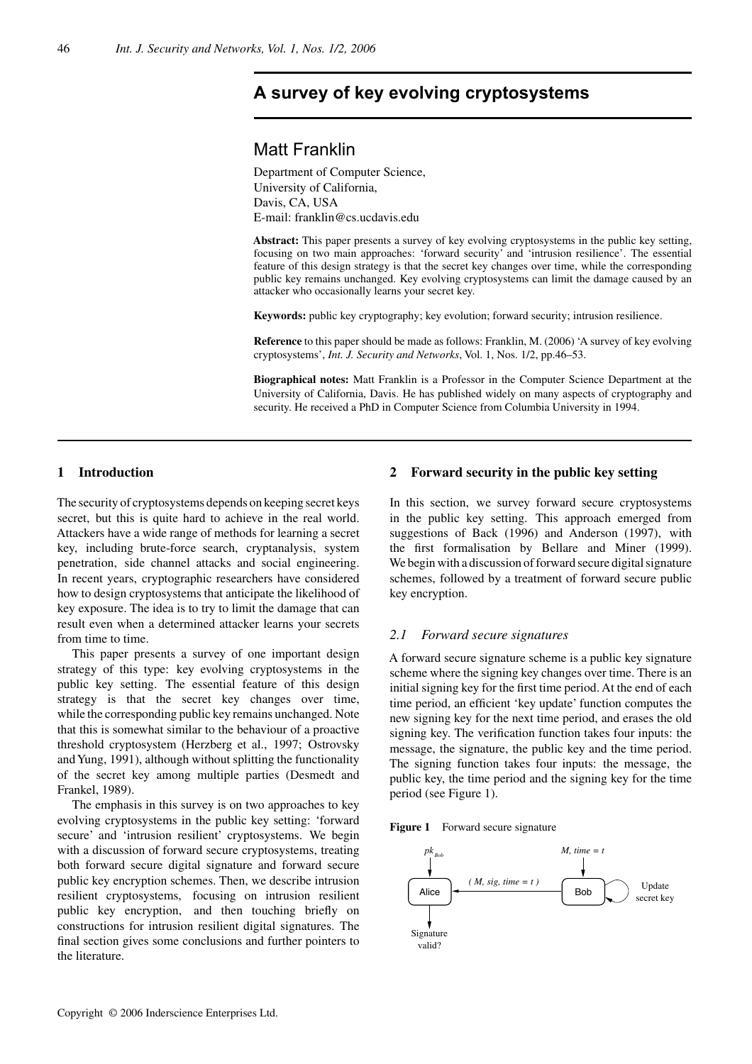# A survey of key evolving cryptosystems

## Matt Franklin

Department of Computer Science,
University of California,
Davis, CA, USA
E-mail: franklin@cs.ucdavis.edu

**Abstract:** This paper presents a survey of key evolving cryptosystems in the public key setting, focusing on two main approaches: 'forward security' and 'intrusion resilience'. The essential feature of this design strategy is that the secret key changes over time, while the corresponding public key remains unchanged. Key evolving cryptosystems can limit the damage caused by an attacker who occasionally learns your secret key.

**Keywords:** public key cryptography; key evolution; forward security; intrusion resilience.

**Reference** to this paper should be made as follows: Franklin, M. (2006) 'A survey of key evolving cryptosystems', *Int. J. Security and Networks*, Vol. 1, Nos. 1/2, pp.46–53.

**Biographical notes:** Matt Franklin is a Professor in the Computer Science Department at the University of California, Davis. He has published widely on many aspects of cryptography and security. He received a PhD in Computer Science from Columbia University in 1994.

## 1 Introduction

The security of cryptosystems depends on keeping secret keys secret, but this is quite hard to achieve in the real world. Attackers have a wide range of methods for learning a secret key, including brute-force search, cryptanalysis, system penetration, side channel attacks and social engineering. In recent years, cryptographic researchers have considered how to design cryptosystems that anticipate the likelihood of key exposure. The idea is to try to limit the damage that can result even when a determined attacker learns your secrets from time to time.

This paper presents a survey of one important design strategy of this type: key evolving cryptosystems in the public key setting. The essential feature of this design strategy is that the secret key changes over time, while the corresponding public key remains unchanged. Note that this is somewhat similar to the behaviour of a proactive threshold cryptosystem (Herzberg et al., 1997; Ostrovsky and Yung, 1991), although without splitting the functionality of the secret key among multiple parties (Desmedt and Frankel, 1989).

The emphasis in this survey is on two approaches to key evolving cryptosystems in the public key setting: 'forward secure' and 'intrusion resilient' cryptosystems. We begin with a discussion of forward secure cryptosystems, treating both forward secure digital signature and forward secure public key encryption schemes. Then, we describe intrusion resilient cryptosystems, focusing on intrusion resilient public key encryption, and then touching briefly on constructions for intrusion resilient digital signatures. The final section gives some conclusions and further pointers to the literature.

## 2 Forward security in the public key setting

In this section, we survey forward secure cryptosystems in the public key setting. This approach emerged from suggestions of Back (1996) and Anderson (1997), with the first formalisation by Bellare and Miner (1999). We begin with a discussion of forward secure digital signature schemes, followed by a treatment of forward secure public key encryption.

### 2.1 Forward secure signatures

A forward secure signature scheme is a public key signature scheme where the signing key changes over time. There is an initial signing key for the first time period. At the end of each time period, an efficient 'key update' function computes the new signing key for the next time period, and erases the old signing key. The verification function takes four inputs: the message, the signature, the public key and the time period. The signing function takes four inputs: the message, the public key, the time period and the signing key for the time period (see Figure 1).

**Figure 1** Forward secure signature

$pk_{Bob}$ → Alice ← ( $M$, $sig$, $time = t$ ) ← Bob ← $M$, $time = t$; Bob → Update secret key; Alice → Signature valid?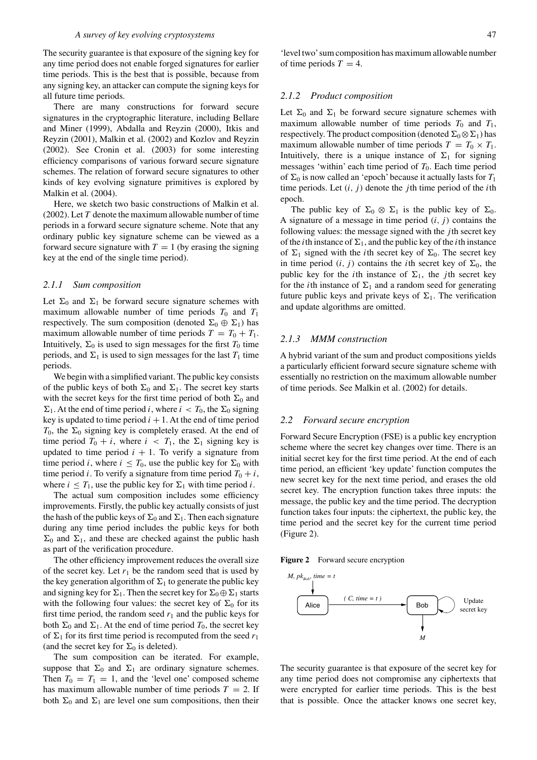The security guarantee is that exposure of the signing key for any time period does not enable forged signatures for earlier time periods. This is the best that is possible, because from any signing key, an attacker can compute the signing keys for all future time periods.

There are many constructions for forward secure signatures in the cryptographic literature, including Bellare and Miner (1999), Abdalla and Reyzin (2000), Itkis and Reyzin (2001), Malkin et al. (2002) and Kozlov and Reyzin (2002). See Cronin et al. (2003) for some interesting efficiency comparisons of various forward secure signature schemes. The relation of forward secure signatures to other kinds of key evolving signature primitives is explored by Malkin et al. (2004).

Here, we sketch two basic constructions of Malkin et al. (2002). Let $T$ denote the maximum allowable number of time periods in a forward secure signature scheme. Note that any ordinary public key signature scheme can be viewed as a forward secure signature with $T = 1$ (by erasing the signing key at the end of the single time period).

### 2.1.1 Sum composition

Let $\Sigma_0$ and $\Sigma_1$ be forward secure signature schemes with maximum allowable number of time periods $T_0$ and $T_1$ respectively. The sum composition (denoted $\Sigma_0 \oplus \Sigma_1$) has maximum allowable number of time periods $T = T_0 + T_1$. Intuitively, $\Sigma_0$ is used to sign messages for the first $T_0$ time periods, and $\Sigma_1$ is used to sign messages for the last $T_1$ time periods.

We begin with a simplified variant. The public key consists of the public keys of both $\Sigma_0$ and $\Sigma_1$. The secret key starts with the secret keys for the first time period of both $\Sigma_0$ and $\Sigma_1$. At the end of time period $i$, where $i < T_0$, the $\Sigma_0$ signing key is updated to time period $i + 1$. At the end of time period $T_0$, the $\Sigma_0$ signing key is completely erased. At the end of time period $T_0 + i$, where $i < T_1$, the $\Sigma_1$ signing key is updated to time period $i + 1$. To verify a signature from time period $i$, where $i \leq T_0$, use the public key for $\Sigma_0$ with time period $i$. To verify a signature from time period $T_0 + i$, where $i \leq T_1$, use the public key for $\Sigma_1$ with time period $i$.

The actual sum composition includes some efficiency improvements. Firstly, the public key actually consists of just the hash of the public keys of $\Sigma_0$ and $\Sigma_1$. Then each signature during any time period includes the public keys for both $\Sigma_0$ and $\Sigma_1$, and these are checked against the public hash as part of the verification procedure.

The other efficiency improvement reduces the overall size of the secret key. Let $r_1$ be the random seed that is used by the key generation algorithm of $\Sigma_1$ to generate the public key and signing key for $\Sigma_1$. Then the secret key for $\Sigma_0 \oplus \Sigma_1$ starts with the following four values: the secret key of $\Sigma_0$ for its first time period, the random seed $r_1$ and the public keys for both $\Sigma_0$ and $\Sigma_1$. At the end of time period $T_0$, the secret key of $\Sigma_1$ for its first time period is recomputed from the seed $r_1$ (and the secret key for $\Sigma_0$ is deleted).

The sum composition can be iterated. For example, suppose that $\Sigma_0$ and $\Sigma_1$ are ordinary signature schemes. Then $T_0 = T_1 = 1$, and the 'level one' composed scheme has maximum allowable number of time periods $T = 2$. If both $\Sigma_0$ and $\Sigma_1$ are level one sum compositions, then their 'level two' sum composition has maximum allowable number of time periods $T = 4$.

### 2.1.2 Product composition

Let $\Sigma_0$ and $\Sigma_1$ be forward secure signature schemes with maximum allowable number of time periods $T_0$ and $T_1$, respectively. The product composition (denoted $\Sigma_0 \otimes \Sigma_1$) has maximum allowable number of time periods $T = T_0 \times T_1$. Intuitively, there is a unique instance of $\Sigma_1$ for signing messages 'within' each time period of $T_0$. Each time period of $\Sigma_0$ is now called an 'epoch' because it actually lasts for $T_1$ time periods. Let $(i, j)$ denote the $j$th time period of the $i$th epoch.

The public key of $\Sigma_0 \otimes \Sigma_1$ is the public key of $\Sigma_0$. A signature of a message in time period $(i, j)$ contains the following values: the message signed with the $j$th secret key of the $i$th instance of $\Sigma_1$, and the public key of the $i$th instance of $\Sigma_1$ signed with the $i$th secret key of $\Sigma_0$. The secret key in time period $(i, j)$ contains the $i$th secret key of $\Sigma_0$, the public key for the $i$th instance of $\Sigma_1$, the $j$th secret key for the $i$th instance of $\Sigma_1$ and a random seed for generating future public keys and private keys of $\Sigma_1$. The verification and update algorithms are omitted.

### 2.1.3 MMM construction

A hybrid variant of the sum and product compositions yields a particularly efficient forward secure signature scheme with essentially no restriction on the maximum allowable number of time periods. See Malkin et al. (2002) for details.

## 2.2 Forward secure encryption

Forward Secure Encryption (FSE) is a public key encryption scheme where the secret key changes over time. There is an initial secret key for the first time period. At the end of each time period, an efficient 'key update' function computes the new secret key for the next time period, and erases the old secret key. The encryption function takes three inputs: the message, the public key and the time period. The decryption function takes four inputs: the ciphertext, the public key, the time period and the secret key for the current time period (Figure 2).

**Figure 2** Forward secure encryption

The security guarantee is that exposure of the secret key for any time period does not compromise any ciphertexts that were encrypted for earlier time periods. This is the best that is possible. Once the attacker knows one secret key,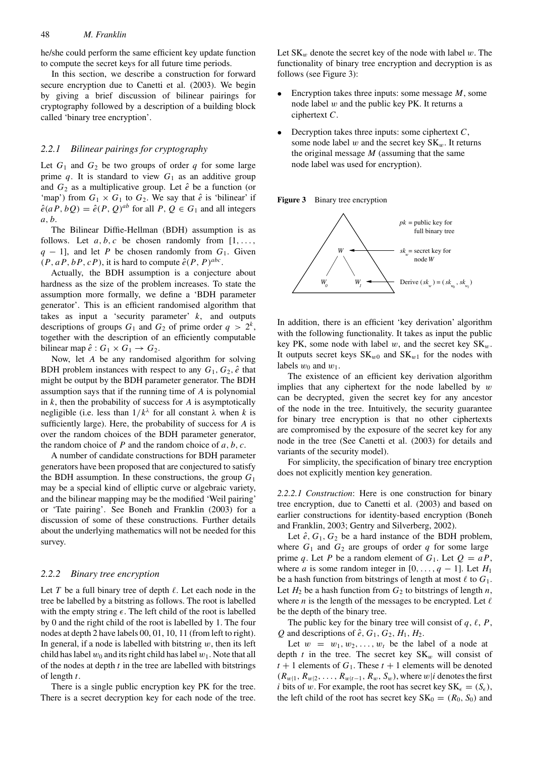he/she could perform the same efficient key update function to compute the secret keys for all future time periods.

In this section, we describe a construction for forward secure encryption due to Canetti et al. (2003). We begin by giving a brief discussion of bilinear pairings for cryptography followed by a description of a building block called 'binary tree encryption'.

### *2.2.1 Bilinear pairings for cryptography*

Let $G_1$ and $G_2$ be two groups of order $q$ for some large prime $q$. It is standard to view $G_1$ as an additive group and $G_2$ as a multiplicative group. Let $\hat{e}$ be a function (or 'map') from $G_1 \times G_1$ to $G_2$. We say that $\hat{e}$ is 'bilinear' if $\hat{e}(aP, bQ) = \hat{e}(P, Q)^{ab}$ for all $P, Q \in G_1$ and all integers $a, b$.

The Bilinear Diffie-Hellman (BDH) assumption is as follows. Let $a, b, c$ be chosen randomly from $[1, \ldots, q-1]$, and let $P$ be chosen randomly from $G_1$. Given $(P, aP, bP, cP)$, it is hard to compute $\hat{e}(P, P)^{abc}$.

Actually, the BDH assumption is a conjecture about hardness as the size of the problem increases. To state the assumption more formally, we define a 'BDH parameter generator'. This is an efficient randomised algorithm that takes as input a 'security parameter' $k$, and outputs descriptions of groups $G_1$ and $G_2$ of prime order $q > 2^k$, together with the description of an efficiently computable bilinear map $\hat{e} : G_1 \times G_1 \rightarrow G_2$.

Now, let $A$ be any randomised algorithm for solving BDH problem instances with respect to any $G_1, G_2, \hat{e}$ that might be output by the BDH parameter generator. The BDH assumption says that if the running time of $A$ is polynomial in $k$, then the probability of success for $A$ is asymptotically negligible (i.e. less than $1/k^\lambda$ for all constant $\lambda$ when $k$ is sufficiently large). Here, the probability of success for $A$ is over the random choices of the BDH parameter generator, the random choice of $P$ and the random choice of $a, b, c$.

A number of candidate constructions for BDH parameter generators have been proposed that are conjectured to satisfy the BDH assumption. In these constructions, the group $G_1$ may be a special kind of elliptic curve or algebraic variety, and the bilinear mapping may be the modified 'Weil pairing' or 'Tate pairing'. See Boneh and Franklin (2003) for a discussion of some of these constructions. Further details about the underlying mathematics will not be needed for this survey.

### *2.2.2 Binary tree encryption*

Let $T$ be a full binary tree of depth $\ell$. Let each node in the tree be labelled by a bitstring as follows. The root is labelled with the empty string $\epsilon$. The left child of the root is labelled by 0 and the right child of the root is labelled by 1. The four nodes at depth 2 have labels 00, 01, 10, 11 (from left to right). In general, if a node is labelled with bitstring $w$, then its left child has label $w_0$ and its right child has label $w_1$. Note that all of the nodes at depth $t$ in the tree are labelled with bitstrings of length $t$.

There is a single public encryption key PK for the tree. There is a secret decryption key for each node of the tree. Let $\mathrm{SK}_w$ denote the secret key of the node with label $w$. The functionality of binary tree encryption and decryption is as follows (see Figure 3):

- Encryption takes three inputs: some message $M$, some node label $w$ and the public key PK. It returns a ciphertext $C$.
- Decryption takes three inputs: some ciphertext $C$, some node label $w$ and the secret key $\mathrm{SK}_w$. It returns the original message $M$ (assuming that the same node label was used for encryption).

**Figure 3** Binary tree encryption

In addition, there is an efficient 'key derivation' algorithm with the following functionality. It takes as input the public key PK, some node with label $w$, and the secret key $\mathrm{SK}_w$. It outputs secret keys $\mathrm{SK}_{w0}$ and $\mathrm{SK}_{w1}$ for the nodes with labels $w_0$ and $w_1$.

The existence of an efficient key derivation algorithm implies that any ciphertext for the node labelled by $w$ can be decrypted, given the secret key for any ancestor of the node in the tree. Intuitively, the security guarantee for binary tree encryption is that no other ciphertexts are compromised by the exposure of the secret key for any node in the tree (See Canetti et al. (2003) for details and variants of the security model).

For simplicity, the specification of binary tree encryption does not explicitly mention key generation.

*2.2.2.1 Construction*: Here is one construction for binary tree encryption, due to Canetti et al. (2003) and based on earlier constructions for identity-based encryption (Boneh and Franklin, 2003; Gentry and Silverberg, 2002).

Let $\hat{e}, G_1, G_2$ be a hard instance of the BDH problem, where $G_1$ and $G_2$ are groups of order $q$ for some large prime $q$. Let $P$ be a random element of $G_1$. Let $Q = aP$, where $a$ is some random integer in $[0, \ldots, q-1]$. Let $H_1$ be a hash function from bitstrings of length at most $\ell$ to $G_1$. Let $H_2$ be a hash function from $G_2$ to bitstrings of length $n$, where $n$ is the length of the messages to be encrypted. Let $\ell$ be the depth of the binary tree.

The public key for the binary tree will consist of $q$, $\ell$, $P$, $Q$ and descriptions of $\hat{e}$, $G_1$, $G_2$, $H_1$, $H_2$.

Let $w = w_1, w_2, \ldots, w_t$ be the label of a node at depth $t$ in the tree. The secret key $\mathrm{SK}_w$ will consist of $t+1$ elements of $G_1$. These $t+1$ elements will be denoted $(R_{w|1}, R_{w|2}, \ldots, R_{w|t-1}, R_w, S_w)$, where $w|i$ denotes the first $i$ bits of $w$. For example, the root has secret key $\mathrm{SK}_\epsilon = (S_\epsilon)$, the left child of the root has secret key $\mathrm{SK}_0 = (R_0, S_0)$ and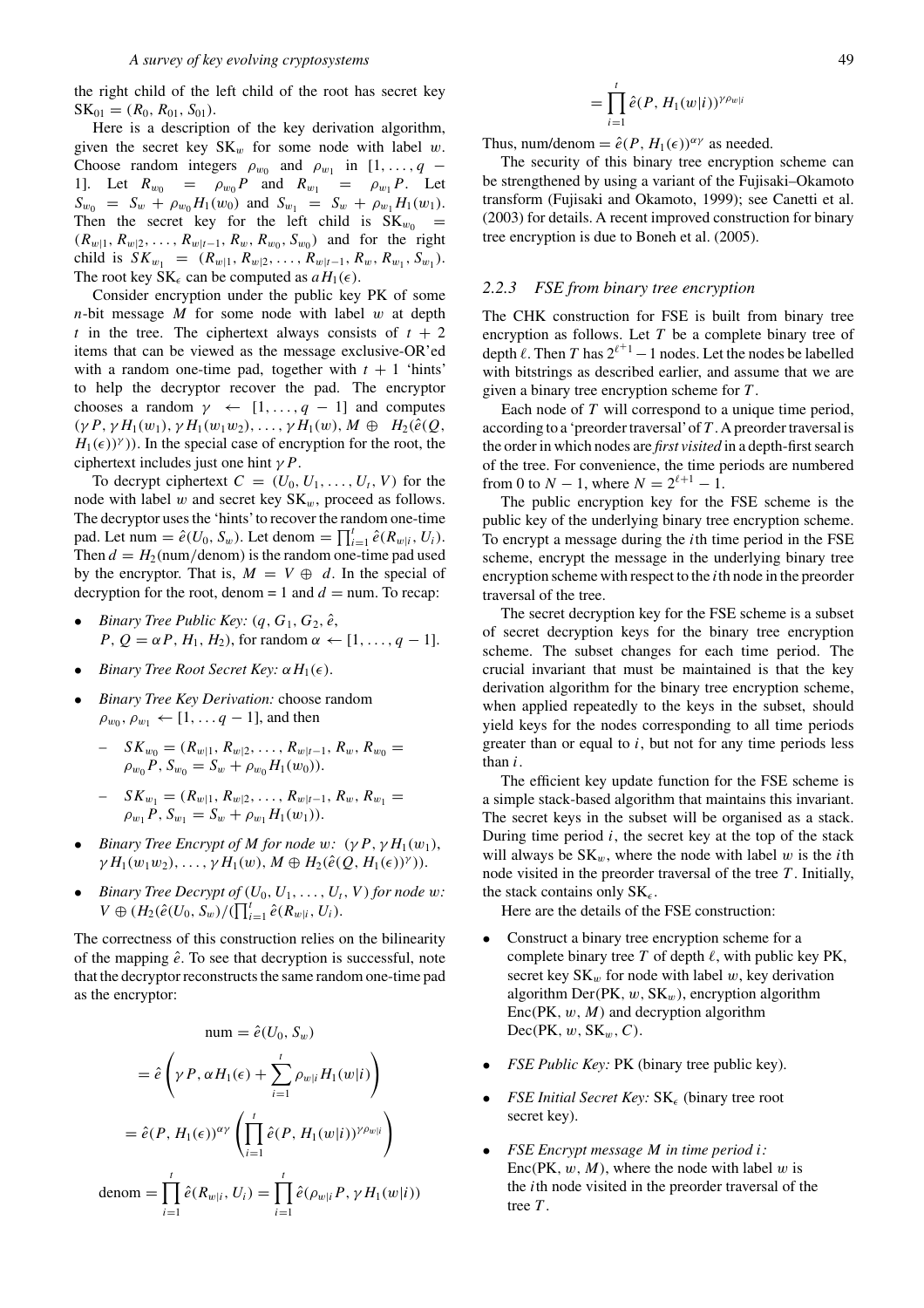the right child of the left child of the root has secret key $\mathrm{SK}_{01} = (R_0, R_{01}, S_{01})$.

Here is a description of the key derivation algorithm, given the secret key $\mathrm{SK}_w$ for some node with label $w$. Choose random integers $\rho_{w_0}$ and $\rho_{w_1}$ in $[1, \dots, q-1]$. Let $R_{w_0} = \rho_{w_0} P$ and $R_{w_1} = \rho_{w_1} P$. Let $S_{w_0} = S_w + \rho_{w_0} H_1(w_0)$ and $S_{w_1} = S_w + \rho_{w_1} H_1(w_1)$. Then the secret key for the left child is $\mathrm{SK}_{w_0} = (R_{w|1}, R_{w|2}, \dots, R_{w|t-1}, R_w, R_{w_0}, S_{w_0})$ and for the right child is $SK_{w_1} = (R_{w|1}, R_{w|2}, \dots, R_{w|t-1}, R_w, R_{w_1}, S_{w_1})$. The root key $\mathrm{SK}_\epsilon$ can be computed as $aH_1(\epsilon)$.

Consider encryption under the public key PK of some $n$-bit message $M$ for some node with label $w$ at depth $t$ in the tree. The ciphertext always consists of $t+2$ items that can be viewed as the message exclusive-OR'ed with a random one-time pad, together with $t+1$ 'hints' to help the decryptor recover the pad. The encryptor chooses a random $\gamma \leftarrow [1, \dots, q-1]$ and computes $(\gamma P, \gamma H_1(w_1), \gamma H_1(w_1 w_2), \dots, \gamma H_1(w), M \oplus H_2(\hat{e}(Q, H_1(\epsilon))^\gamma))$. In the special case of encryption for the root, the ciphertext includes just one hint $\gamma P$.

To decrypt ciphertext $C = (U_0, U_1, \dots, U_t, V)$ for the node with label $w$ and secret key $\mathrm{SK}_w$, proceed as follows. The decryptor uses the 'hints' to recover the random one-time pad. Let $\mathrm{num} = \hat{e}(U_0, S_w)$. Let $\mathrm{denom} = \prod_{i=1}^{t} \hat{e}(R_{w|i}, U_i)$. Then $d = H_2(\mathrm{num}/\mathrm{denom})$ is the random one-time pad used by the encryptor. That is, $M = V \oplus d$. In the special of decryption for the root, denom = 1 and $d$ = num. To recap:

- *Binary Tree Public Key:* $(q, G_1, G_2, \hat{e}, P, Q = \alpha P, H_1, H_2)$, for random $\alpha \leftarrow [1, \dots, q-1]$.
- *Binary Tree Root Secret Key:* $\alpha H_1(\epsilon)$.
- *Binary Tree Key Derivation:* choose random $\rho_{w_0}, \rho_{w_1} \leftarrow [1, \dots q-1]$, and then
  - $SK_{w_0} = (R_{w|1}, R_{w|2}, \dots, R_{w|t-1}, R_w, R_{w_0} = \rho_{w_0} P, S_{w_0} = S_w + \rho_{w_0} H_1(w_0))$.
  - $SK_{w_1} = (R_{w|1}, R_{w|2}, \dots, R_{w|t-1}, R_w, R_{w_1} = \rho_{w_1} P, S_{w_1} = S_w + \rho_{w_1} H_1(w_1))$.
- *Binary Tree Encrypt of M for node w:* $(\gamma P, \gamma H_1(w_1), \gamma H_1(w_1 w_2), \dots, \gamma H_1(w), M \oplus H_2(\hat{e}(Q, H_1(\epsilon))^\gamma))$.
- *Binary Tree Decrypt of* $(U_0, U_1, \dots, U_t, V)$ *for node w:* $V \oplus (H_2(\hat{e}(U_0, S_w)/(\prod_{i=1}^{t} \hat{e}(R_{w|i}, U_i))$.

The correctness of this construction relies on the bilinearity of the mapping $\hat{e}$. To see that decryption is successful, note that the decryptor reconstructs the same random one-time pad as the encryptor:

$$\mathrm{num} = \hat{e}(U_0, S_w)$$

$$= \hat{e}\left(\gamma P, \alpha H_1(\epsilon) + \sum_{i=1}^{t} \rho_{w|i} H_1(w|i)\right)$$

$$= \hat{e}(P, H_1(\epsilon))^{\alpha\gamma} \left(\prod_{i=1}^{t} \hat{e}(P, H_1(w|i))^{\gamma \rho_{w|i}}\right)$$

$$\mathrm{denom} = \prod_{i=1}^{t} \hat{e}(R_{w|i}, U_i) = \prod_{i=1}^{t} \hat{e}(\rho_{w|i} P, \gamma H_1(w|i))$$

$$= \prod_{i=1}^{t} \hat{e}(P, H_1(w|i))^{\gamma \rho_{w|i}}$$

Thus, num/denom $= \hat{e}(P, H_1(\epsilon))^{\alpha\gamma}$ as needed.

The security of this binary tree encryption scheme can be strengthened by using a variant of the Fujisaki–Okamoto transform (Fujisaki and Okamoto, 1999); see Canetti et al. (2003) for details. A recent improved construction for binary tree encryption is due to Boneh et al. (2005).

### 2.2.3 FSE from binary tree encryption

The CHK construction for FSE is built from binary tree encryption as follows. Let $T$ be a complete binary tree of depth $\ell$. Then $T$ has $2^{\ell+1} - 1$ nodes. Let the nodes be labelled with bitstrings as described earlier, and assume that we are given a binary tree encryption scheme for $T$.

Each node of $T$ will correspond to a unique time period, according to a 'preorder traversal' of $T$. A preorder traversal is the order in which nodes are *first visited* in a depth-first search of the tree. For convenience, the time periods are numbered from 0 to $N-1$, where $N = 2^{\ell+1} - 1$.

The public encryption key for the FSE scheme is the public key of the underlying binary tree encryption scheme. To encrypt a message during the $i$th time period in the FSE scheme, encrypt the message in the underlying binary tree encryption scheme with respect to the $i$th node in the preorder traversal of the tree.

The secret decryption key for the FSE scheme is a subset of secret decryption keys for the binary tree encryption scheme. The subset changes for each time period. The crucial invariant that must be maintained is that the key derivation algorithm for the binary tree encryption scheme, when applied repeatedly to the keys in the subset, should yield keys for the nodes corresponding to all time periods greater than or equal to $i$, but not for any time periods less than $i$.

The efficient key update function for the FSE scheme is a simple stack-based algorithm that maintains this invariant. The secret keys in the subset will be organised as a stack. During time period $i$, the secret key at the top of the stack will always be $\mathrm{SK}_w$, where the node with label $w$ is the $i$th node visited in the preorder traversal of the tree $T$. Initially, the stack contains only $\mathrm{SK}_\epsilon$.

Here are the details of the FSE construction:

- Construct a binary tree encryption scheme for a complete binary tree $T$ of depth $\ell$, with public key PK, secret key $\mathrm{SK}_w$ for node with label $w$, key derivation algorithm $\mathrm{Der}(\mathrm{PK}, w, \mathrm{SK}_w)$, encryption algorithm $\mathrm{Enc}(\mathrm{PK}, w, M)$ and decryption algorithm $\mathrm{Dec}(\mathrm{PK}, w, \mathrm{SK}_w, C)$.
- *FSE Public Key:* PK (binary tree public key).
- *FSE Initial Secret Key:* $\mathrm{SK}_\epsilon$ (binary tree root secret key).
- *FSE Encrypt message M in time period i:* $\mathrm{Enc}(\mathrm{PK}, w, M)$, where the node with label $w$ is the $i$th node visited in the preorder traversal of the tree $T$.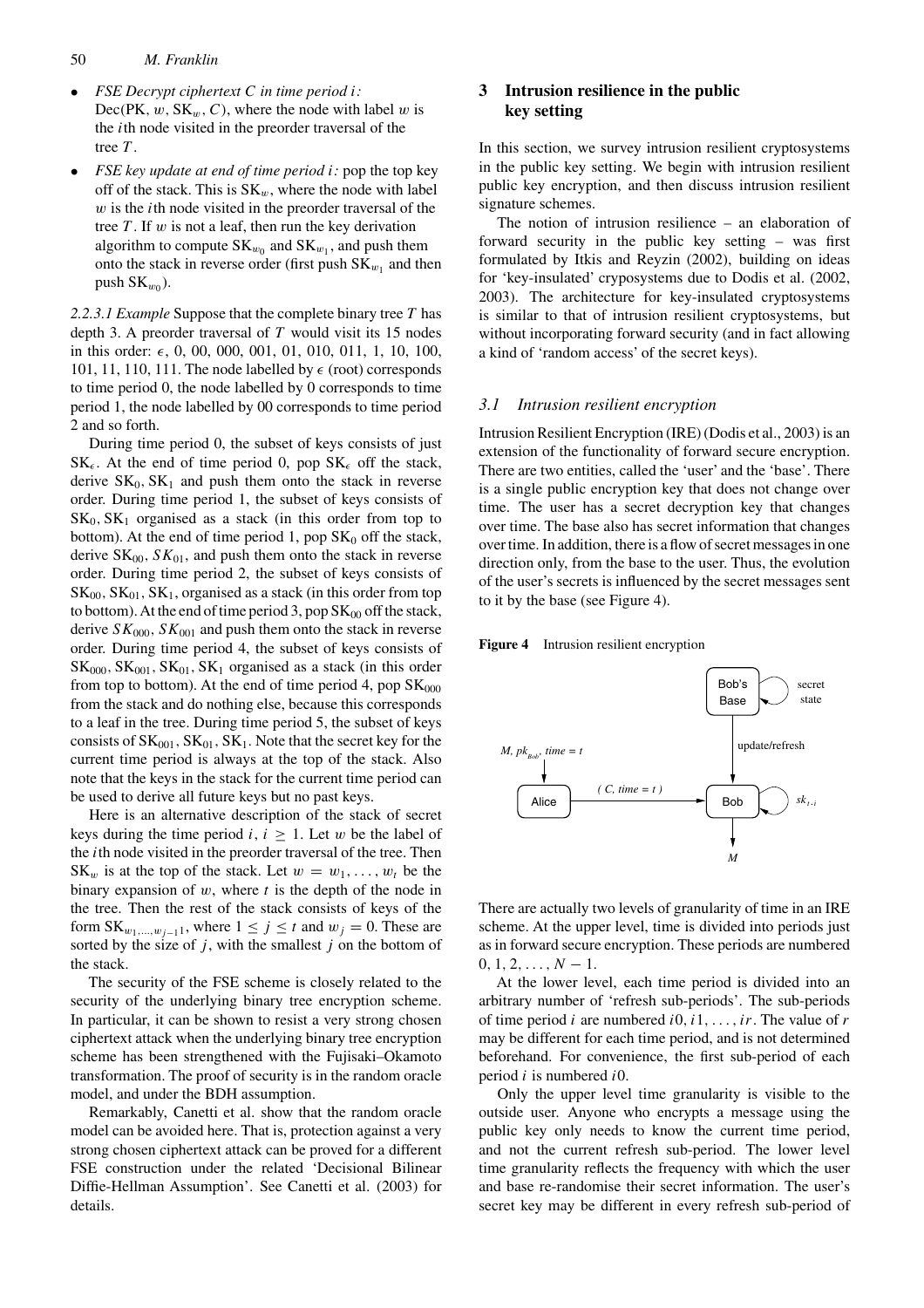- *FSE Decrypt ciphertext C in time period i:* Dec(PK, $w$, $\mathrm{SK}_w$, $C$), where the node with label $w$ is the $i$th node visited in the preorder traversal of the tree $T$.
- *FSE key update at end of time period i:* pop the top key off of the stack. This is $\mathrm{SK}_w$, where the node with label $w$ is the $i$th node visited in the preorder traversal of the tree $T$. If $w$ is not a leaf, then run the key derivation algorithm to compute $\mathrm{SK}_{w_0}$ and $\mathrm{SK}_{w_1}$, and push them onto the stack in reverse order (first push $\mathrm{SK}_{w_1}$ and then push $\mathrm{SK}_{w_0}$).

*2.2.3.1 Example* Suppose that the complete binary tree $T$ has depth 3. A preorder traversal of $T$ would visit its 15 nodes in this order: $\epsilon$, 0, 00, 000, 001, 01, 010, 011, 1, 10, 100, 101, 11, 110, 111. The node labelled by $\epsilon$ (root) corresponds to time period 0, the node labelled by 0 corresponds to time period 1, the node labelled by 00 corresponds to time period 2 and so forth.

During time period 0, the subset of keys consists of just $\mathrm{SK}_\epsilon$. At the end of time period 0, pop $\mathrm{SK}_\epsilon$ off the stack, derive $\mathrm{SK}_0, \mathrm{SK}_1$ and push them onto the stack in reverse order. During time period 1, the subset of keys consists of $\mathrm{SK}_0, \mathrm{SK}_1$ organised as a stack (in this order from top to bottom). At the end of time period 1, pop $\mathrm{SK}_0$ off the stack, derive $\mathrm{SK}_{00}$, $SK_{01}$, and push them onto the stack in reverse order. During time period 2, the subset of keys consists of $\mathrm{SK}_{00}, \mathrm{SK}_{01}, \mathrm{SK}_1$, organised as a stack (in this order from top to bottom). At the end of time period 3, pop $\mathrm{SK}_{00}$ off the stack, derive $SK_{000}$, $SK_{001}$ and push them onto the stack in reverse order. During time period 4, the subset of keys consists of $\mathrm{SK}_{000}, \mathrm{SK}_{001}, \mathrm{SK}_{01}, \mathrm{SK}_1$ organised as a stack (in this order from top to bottom). At the end of time period 4, pop $\mathrm{SK}_{000}$ from the stack and do nothing else, because this corresponds to a leaf in the tree. During time period 5, the subset of keys consists of $\mathrm{SK}_{001}, \mathrm{SK}_{01}, \mathrm{SK}_1$. Note that the secret key for the current time period is always at the top of the stack. Also note that the keys in the stack for the current time period can be used to derive all future keys but no past keys.

Here is an alternative description of the stack of secret keys during the time period $i$, $i \geq 1$. Let $w$ be the label of the $i$th node visited in the preorder traversal of the tree. Then $\mathrm{SK}_w$ is at the top of the stack. Let $w = w_1, \ldots, w_t$ be the binary expansion of $w$, where $t$ is the depth of the node in the tree. Then the rest of the stack consists of keys of the form $\mathrm{SK}_{w_1,\ldots,w_{j-1}1}$, where $1 \leq j \leq t$ and $w_j = 0$. These are sorted by the size of $j$, with the smallest $j$ on the bottom of the stack.

The security of the FSE scheme is closely related to the security of the underlying binary tree encryption scheme. In particular, it can be shown to resist a very strong chosen ciphertext attack when the underlying binary tree encryption scheme has been strengthened with the Fujisaki–Okamoto transformation. The proof of security is in the random oracle model, and under the BDH assumption.

Remarkably, Canetti et al. show that the random oracle model can be avoided here. That is, protection against a very strong chosen ciphertext attack can be proved for a different FSE construction under the related 'Decisional Bilinear Diffie-Hellman Assumption'. See Canetti et al. (2003) for details.

## 3 Intrusion resilience in the public key setting

In this section, we survey intrusion resilient cryptosystems in the public key setting. We begin with intrusion resilient public key encryption, and then discuss intrusion resilient signature schemes.

The notion of intrusion resilience – an elaboration of forward security in the public key setting – was first formulated by Itkis and Reyzin (2002), building on ideas for 'key-insulated' cryposystems due to Dodis et al. (2002, 2003). The architecture for key-insulated cryptosystems is similar to that of intrusion resilient cryptosystems, but without incorporating forward security (and in fact allowing a kind of 'random access' of the secret keys).

### 3.1 Intrusion resilient encryption

Intrusion Resilient Encryption (IRE) (Dodis et al., 2003) is an extension of the functionality of forward secure encryption. There are two entities, called the 'user' and the 'base'. There is a single public encryption key that does not change over time. The user has a secret decryption key that changes over time. The base also has secret information that changes over time. In addition, there is a flow of secret messages in one direction only, from the base to the user. Thus, the evolution of the user's secrets is influenced by the secret messages sent to it by the base (see Figure 4).

**Figure 4** Intrusion resilient encryption

There are actually two levels of granularity of time in an IRE scheme. At the upper level, time is divided into periods just as in forward secure encryption. These periods are numbered $0, 1, 2, \ldots, N-1$.

At the lower level, each time period is divided into an arbitrary number of 'refresh sub-periods'. The sub-periods of time period $i$ are numbered $i0, i1, \ldots, ir$. The value of $r$ may be different for each time period, and is not determined beforehand. For convenience, the first sub-period of each period $i$ is numbered $i0$.

Only the upper level time granularity is visible to the outside user. Anyone who encrypts a message using the public key only needs to know the current time period, and not the current refresh sub-period. The lower level time granularity reflects the frequency with which the user and base re-randomise their secret information. The user's secret key may be different in every refresh sub-period of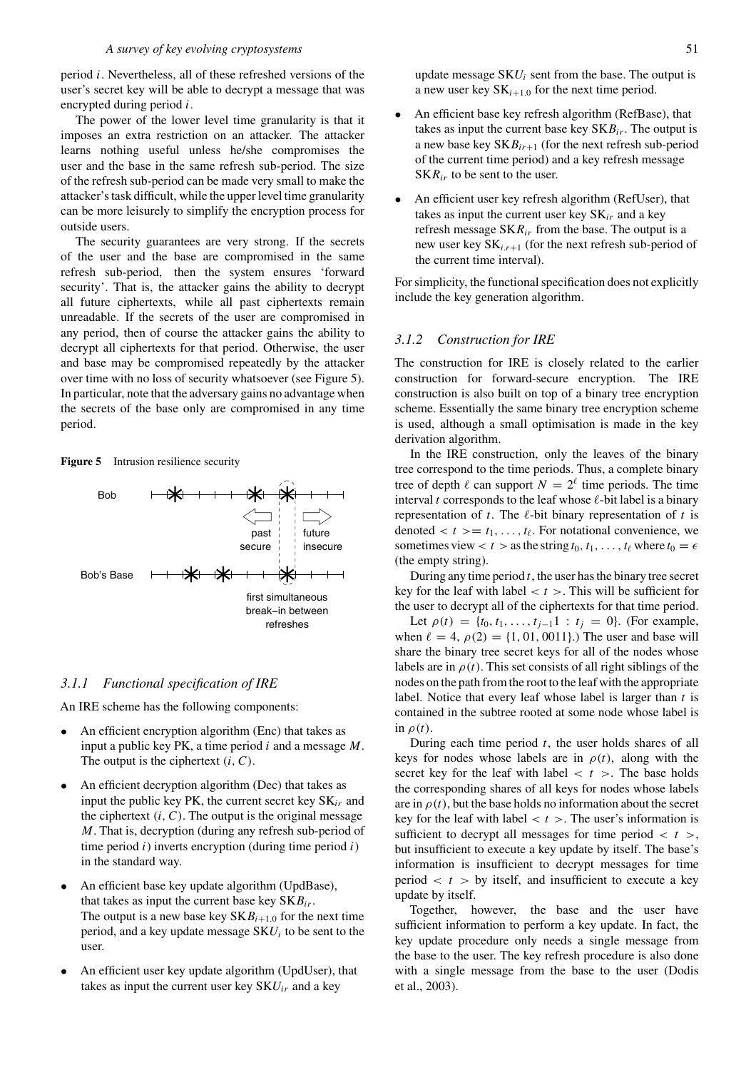period $i$. Nevertheless, all of these refreshed versions of the user's secret key will be able to decrypt a message that was encrypted during period $i$.

The power of the lower level time granularity is that it imposes an extra restriction on an attacker. The attacker learns nothing useful unless he/she compromises the user and the base in the same refresh sub-period. The size of the refresh sub-period can be made very small to make the attacker's task difficult, while the upper level time granularity can be more leisurely to simplify the encryption process for outside users.

The security guarantees are very strong. If the secrets of the user and the base are compromised in the same refresh sub-period, then the system ensures 'forward security'. That is, the attacker gains the ability to decrypt all future ciphertexts, while all past ciphertexts remain unreadable. If the secrets of the user are compromised in any period, then of course the attacker gains the ability to decrypt all ciphertexts for that period. Otherwise, the user and base may be compromised repeatedly by the attacker over time with no loss of security whatsoever (see Figure 5). In particular, note that the adversary gains no advantage when the secrets of the base only are compromised in any time period.

**Figure 5** Intrusion resilience security

Bob

past secure | future insecure

Bob's Base

first simultaneous break–in between refreshes

### 3.1.1 Functional specification of IRE

An IRE scheme has the following components:

- An efficient encryption algorithm (Enc) that takes as input a public key PK, a time period $i$ and a message $M$. The output is the ciphertext $(i, C)$.
- An efficient decryption algorithm (Dec) that takes as input the public key PK, the current secret key $\text{SK}_{ir}$ and the ciphertext $(i, C)$. The output is the original message $M$. That is, decryption (during any refresh sub-period of time period $i$) inverts encryption (during time period $i$) in the standard way.
- An efficient base key update algorithm (UpdBase), that takes as input the current base key $\text{SK}B_{ir}$. The output is a new base key $\text{SK}B_{i+1.0}$ for the next time period, and a key update message $\text{SK}U_i$ to be sent to the user.
- An efficient user key update algorithm (UpdUser), that takes as input the current user key $\text{SK}U_{ir}$ and a key update message $\text{SK}U_i$ sent from the base. The output is a new user key $\text{SK}_{i+1.0}$ for the next time period.
- An efficient base key refresh algorithm (RefBase), that takes as input the current base key $\text{SK}B_{ir}$. The output is a new base key $\text{SK}B_{ir+1}$ (for the next refresh sub-period of the current time period) and a key refresh message $\text{SK}R_{ir}$ to be sent to the user.
- An efficient user key refresh algorithm (RefUser), that takes as input the current user key $\text{SK}_{ir}$ and a key refresh message $\text{SK}R_{ir}$ from the base. The output is a new user key $\text{SK}_{i.r+1}$ (for the next refresh sub-period of the current time interval).

For simplicity, the functional specification does not explicitly include the key generation algorithm.

### 3.1.2 Construction for IRE

The construction for IRE is closely related to the earlier construction for forward-secure encryption. The IRE construction is also built on top of a binary tree encryption scheme. Essentially the same binary tree encryption scheme is used, although a small optimisation is made in the key derivation algorithm.

In the IRE construction, only the leaves of the binary tree correspond to the time periods. Thus, a complete binary tree of depth $\ell$ can support $N = 2^\ell$ time periods. The time interval $t$ corresponds to the leaf whose $\ell$-bit label is a binary representation of $t$. The $\ell$-bit binary representation of $t$ is denoted $< t >= t_1, \ldots, t_\ell$. For notational convenience, we sometimes view $< t >$ as the string $t_0, t_1, \ldots, t_\ell$ where $t_0 = \epsilon$ (the empty string).

During any time period $t$, the user has the binary tree secret key for the leaf with label $< t >$. This will be sufficient for the user to decrypt all of the ciphertexts for that time period.

Let $\rho(t) = \{t_0, t_1, \ldots, t_{j-1}1 : t_j = 0\}$. (For example, when $\ell = 4$, $\rho(2) = \{1, 01, 0011\}$.) The user and base will share the binary tree secret keys for all of the nodes whose labels are in $\rho(t)$. This set consists of all right siblings of the nodes on the path from the root to the leaf with the appropriate label. Notice that every leaf whose label is larger than $t$ is contained in the subtree rooted at some node whose label is in $\rho(t)$.

During each time period $t$, the user holds shares of all keys for nodes whose labels are in $\rho(t)$, along with the secret key for the leaf with label $< t >$. The base holds the corresponding shares of all keys for nodes whose labels are in $\rho(t)$, but the base holds no information about the secret key for the leaf with label $< t >$. The user's information is sufficient to decrypt all messages for time period $< t >$, but insufficient to execute a key update by itself. The base's information is insufficient to decrypt messages for time period $< t >$ by itself, and insufficient to execute a key update by itself.

Together, however, the base and the user have sufficient information to perform a key update. In fact, the key update procedure only needs a single message from the base to the user. The key refresh procedure is also done with a single message from the base to the user (Dodis et al., 2003).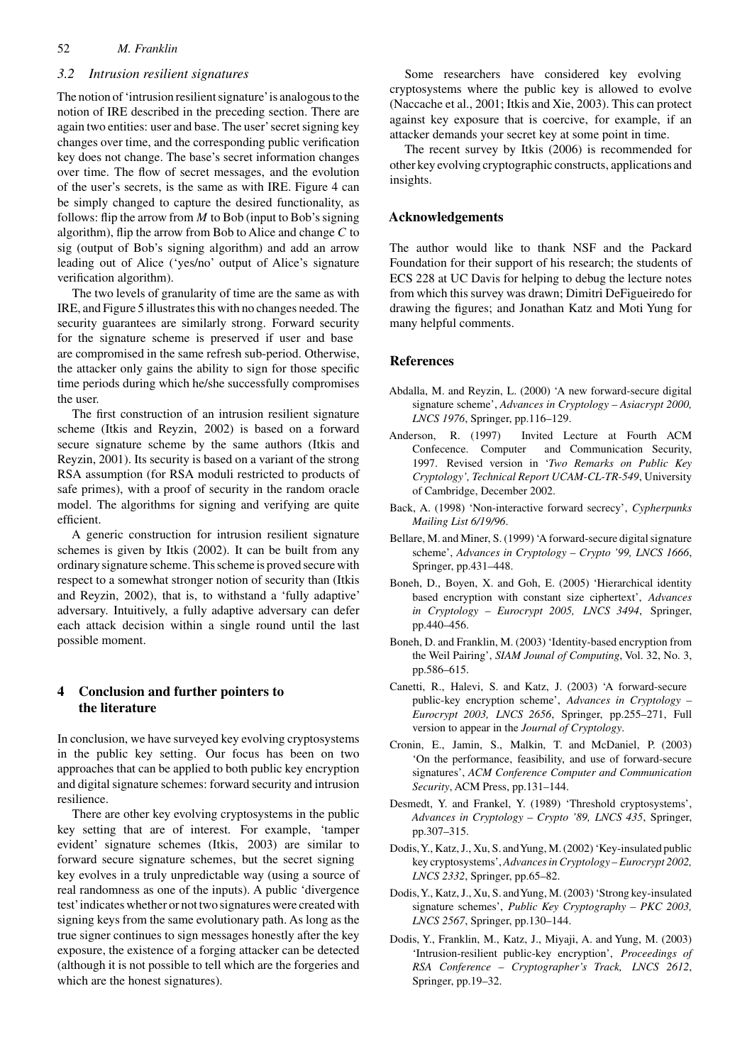### 3.2 *Intrusion resilient signatures*

The notion of 'intrusion resilient signature' is analogous to the notion of IRE described in the preceding section. There are again two entities: user and base. The user' secret signing key changes over time, and the corresponding public verification key does not change. The base's secret information changes over time. The flow of secret messages, and the evolution of the user's secrets, is the same as with IRE. Figure 4 can be simply changed to capture the desired functionality, as follows: flip the arrow from *M* to Bob (input to Bob's signing algorithm), flip the arrow from Bob to Alice and change *C* to sig (output of Bob's signing algorithm) and add an arrow leading out of Alice ('yes/no' output of Alice's signature verification algorithm).

The two levels of granularity of time are the same as with IRE, and Figure 5 illustrates this with no changes needed. The security guarantees are similarly strong. Forward security for the signature scheme is preserved if user and base are compromised in the same refresh sub-period. Otherwise, the attacker only gains the ability to sign for those specific time periods during which he/she successfully compromises the user.

The first construction of an intrusion resilient signature scheme (Itkis and Reyzin, 2002) is based on a forward secure signature scheme by the same authors (Itkis and Reyzin, 2001). Its security is based on a variant of the strong RSA assumption (for RSA moduli restricted to products of safe primes), with a proof of security in the random oracle model. The algorithms for signing and verifying are quite efficient.

A generic construction for intrusion resilient signature schemes is given by Itkis (2002). It can be built from any ordinary signature scheme. This scheme is proved secure with respect to a somewhat stronger notion of security than (Itkis and Reyzin, 2002), that is, to withstand a 'fully adaptive' adversary. Intuitively, a fully adaptive adversary can defer each attack decision within a single round until the last possible moment.

## 4 Conclusion and further pointers to the literature

In conclusion, we have surveyed key evolving cryptosystems in the public key setting. Our focus has been on two approaches that can be applied to both public key encryption and digital signature schemes: forward security and intrusion resilience.

There are other key evolving cryptosystems in the public key setting that are of interest. For example, 'tamper evident' signature schemes (Itkis, 2003) are similar to forward secure signature schemes, but the secret signing key evolves in a truly unpredictable way (using a source of real randomness as one of the inputs). A public 'divergence test' indicates whether or not two signatures were created with signing keys from the same evolutionary path. As long as the true signer continues to sign messages honestly after the key exposure, the existence of a forging attacker can be detected (although it is not possible to tell which are the forgeries and which are the honest signatures).

Some researchers have considered key evolving cryptosystems where the public key is allowed to evolve (Naccache et al., 2001; Itkis and Xie, 2003). This can protect against key exposure that is coercive, for example, if an attacker demands your secret key at some point in time.

The recent survey by Itkis (2006) is recommended for other key evolving cryptographic constructs, applications and insights.

## Acknowledgements

The author would like to thank NSF and the Packard Foundation for their support of his research; the students of ECS 228 at UC Davis for helping to debug the lecture notes from which this survey was drawn; Dimitri DeFigueiredo for drawing the figures; and Jonathan Katz and Moti Yung for many helpful comments.

## References

Abdalla, M. and Reyzin, L. (2000) 'A new forward-secure digital signature scheme', *Advances in Cryptology – Asiacrypt 2000, LNCS 1976*, Springer, pp.116–129.

Anderson, R. (1997) Invited Lecture at Fourth ACM Confecence. Computer and Communication Security, 1997. Revised version in *'Two Remarks on Public Key Cryptology', Technical Report UCAM-CL-TR-549*, University of Cambridge, December 2002.

Back, A. (1998) 'Non-interactive forward secrecy', *Cypherpunks Mailing List 6/19/96*.

Bellare, M. and Miner, S. (1999) 'A forward-secure digital signature scheme', *Advances in Cryptology – Crypto '99, LNCS 1666*, Springer, pp.431–448.

Boneh, D., Boyen, X. and Goh, E. (2005) 'Hierarchical identity based encryption with constant size ciphertext', *Advances in Cryptology – Eurocrypt 2005, LNCS 3494*, Springer, pp.440–456.

Boneh, D. and Franklin, M. (2003) 'Identity-based encryption from the Weil Pairing', *SIAM Journal of Computing*, Vol. 32, No. 3, pp.586–615.

Canetti, R., Halevi, S. and Katz, J. (2003) 'A forward-secure public-key encryption scheme', *Advances in Cryptology – Eurocrypt 2003, LNCS 2656*, Springer, pp.255–271, Full version to appear in the *Journal of Cryptology*.

Cronin, E., Jamin, S., Malkin, T. and McDaniel, P. (2003) 'On the performance, feasibility, and use of forward-secure signatures', *ACM Conference Computer and Communication Security*, ACM Press, pp.131–144.

Desmedt, Y. and Frankel, Y. (1989) 'Threshold cryptosystems', *Advances in Cryptology – Crypto '89, LNCS 435*, Springer, pp.307–315.

Dodis, Y., Katz, J., Xu, S. and Yung, M. (2002) 'Key-insulated public key cryptosystems', *Advances in Cryptology – Eurocrypt 2002, LNCS 2332*, Springer, pp.65–82.

Dodis, Y., Katz, J., Xu, S. and Yung, M. (2003) 'Strong key-insulated signature schemes', *Public Key Cryptography – PKC 2003, LNCS 2567*, Springer, pp.130–144.

Dodis, Y., Franklin, M., Katz, J., Miyaji, A. and Yung, M. (2003) 'Intrusion-resilient public-key encryption', *Proceedings of RSA Conference – Cryptographer's Track, LNCS 2612*, Springer, pp.19–32.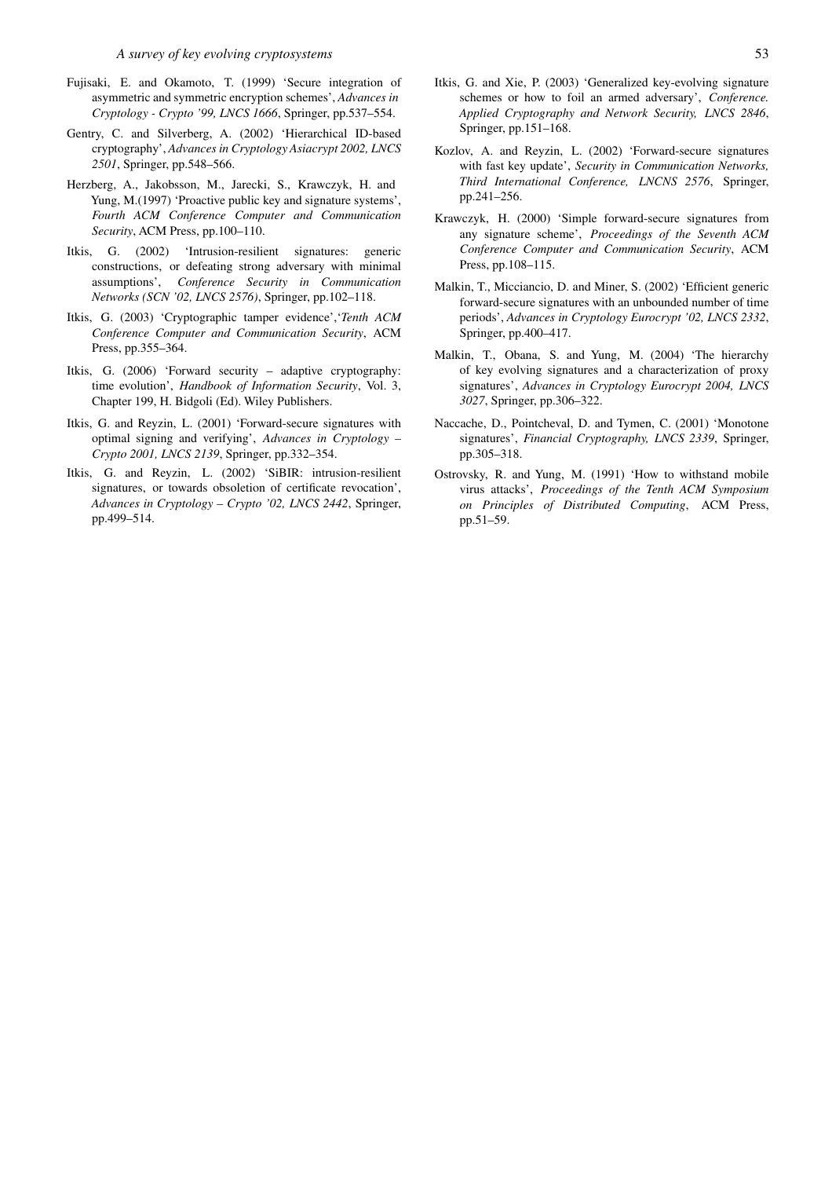Fujisaki, E. and Okamoto, T. (1999) 'Secure integration of asymmetric and symmetric encryption schemes', *Advances in Cryptology - Crypto '99, LNCS 1666*, Springer, pp.537–554.

Gentry, C. and Silverberg, A. (2002) 'Hierarchical ID-based cryptography', *Advances in Cryptology Asiacrypt 2002, LNCS 2501*, Springer, pp.548–566.

Herzberg, A., Jakobsson, M., Jarecki, S., Krawczyk, H. and Yung, M.(1997) 'Proactive public key and signature systems', *Fourth ACM Conference Computer and Communication Security*, ACM Press, pp.100–110.

Itkis, G. (2002) 'Intrusion-resilient signatures: generic constructions, or defeating strong adversary with minimal assumptions', *Conference Security in Communication Networks (SCN '02, LNCS 2576)*, Springer, pp.102–118.

Itkis, G. (2003) 'Cryptographic tamper evidence','*Tenth ACM Conference Computer and Communication Security*, ACM Press, pp.355–364.

Itkis, G. (2006) 'Forward security – adaptive cryptography: time evolution', *Handbook of Information Security*, Vol. 3, Chapter 199, H. Bidgoli (Ed). Wiley Publishers.

Itkis, G. and Reyzin, L. (2001) 'Forward-secure signatures with optimal signing and verifying', *Advances in Cryptology – Crypto 2001, LNCS 2139*, Springer, pp.332–354.

Itkis, G. and Reyzin, L. (2002) 'SiBIR: intrusion-resilient signatures, or towards obsoletion of certificate revocation', *Advances in Cryptology – Crypto '02, LNCS 2442*, Springer, pp.499–514.

Itkis, G. and Xie, P. (2003) 'Generalized key-evolving signature schemes or how to foil an armed adversary', *Conference. Applied Cryptography and Network Security, LNCS 2846*, Springer, pp.151–168.

Kozlov, A. and Reyzin, L. (2002) 'Forward-secure signatures with fast key update', *Security in Communication Networks, Third International Conference, LNCNS 2576*, Springer, pp.241–256.

Krawczyk, H. (2000) 'Simple forward-secure signatures from any signature scheme', *Proceedings of the Seventh ACM Conference Computer and Communication Security*, ACM Press, pp.108–115.

Malkin, T., Micciancio, D. and Miner, S. (2002) 'Efficient generic forward-secure signatures with an unbounded number of time periods', *Advances in Cryptology Eurocrypt '02, LNCS 2332*, Springer, pp.400–417.

Malkin, T., Obana, S. and Yung, M. (2004) 'The hierarchy of key evolving signatures and a characterization of proxy signatures', *Advances in Cryptology Eurocrypt 2004, LNCS 3027*, Springer, pp.306–322.

Naccache, D., Pointcheval, D. and Tymen, C. (2001) 'Monotone signatures', *Financial Cryptography, LNCS 2339*, Springer, pp.305–318.

Ostrovsky, R. and Yung, M. (1991) 'How to withstand mobile virus attacks', *Proceedings of the Tenth ACM Symposium on Principles of Distributed Computing*, ACM Press, pp.51–59.